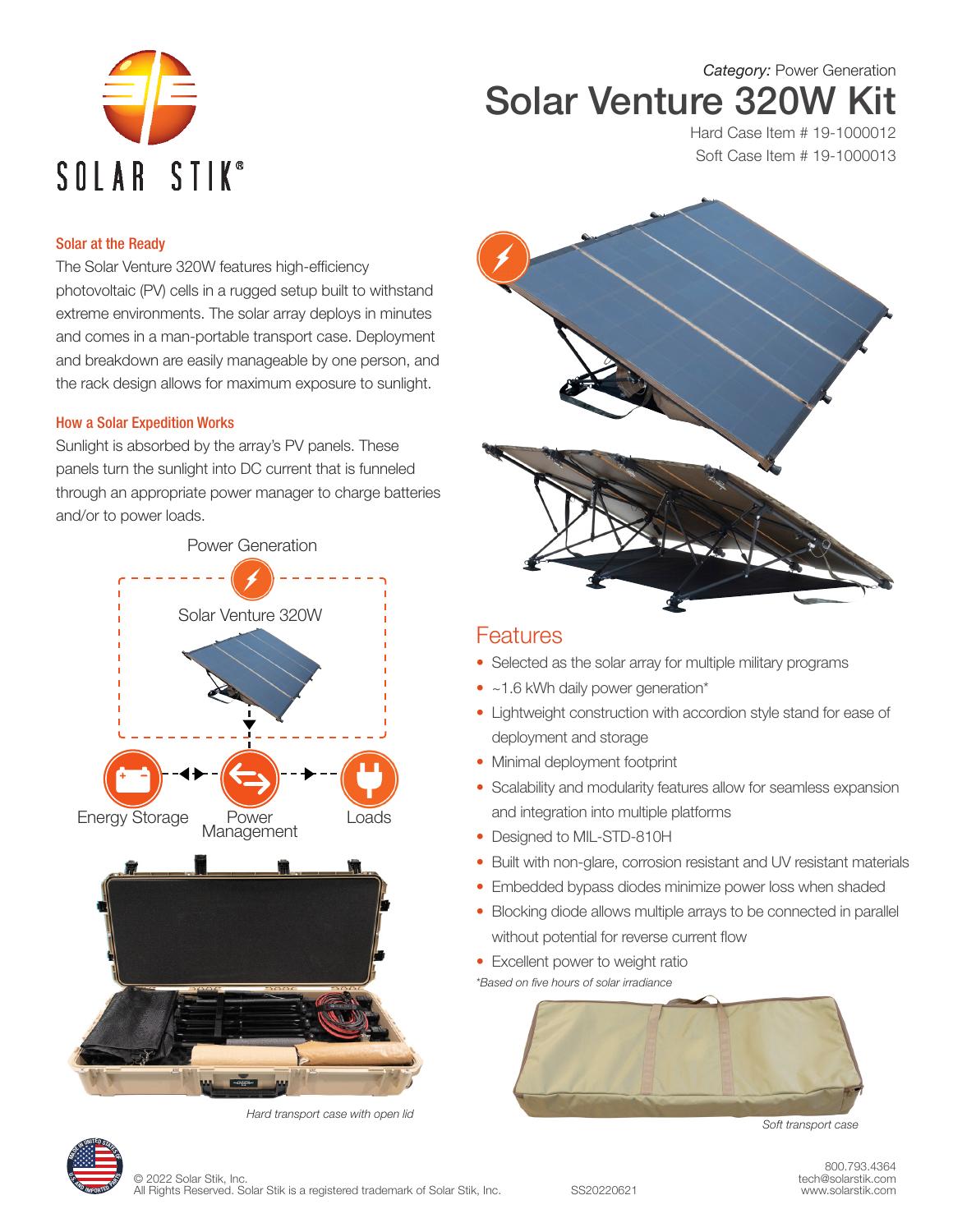*Category:* Power Generation

# Solar Venture 320W Kit

Hard Case Item # 19-1000012
Soft Case Item # 19-1000013

## Solar at the Ready

The Solar Venture 320W features high-efficiency photovoltaic (PV) cells in a rugged setup built to withstand extreme environments. The solar array deploys in minutes and comes in a man-portable transport case. Deployment and breakdown are easily manageable by one person, and the rack design allows for maximum exposure to sunlight.

## How a Solar Expedition Works

Sunlight is absorbed by the array's PV panels. These panels turn the sunlight into DC current that is funneled through an appropriate power manager to charge batteries and/or to power loads.

Power Generation

Solar Venture 320W

Energy Storage — Power Management — Loads

*Hard transport case with open lid*

## Features

- Selected as the solar array for multiple military programs
- ~1.6 kWh daily power generation*
- Lightweight construction with accordion style stand for ease of deployment and storage
- Minimal deployment footprint
- Scalability and modularity features allow for seamless expansion and integration into multiple platforms
- Designed to MIL-STD-810H
- Built with non-glare, corrosion resistant and UV resistant materials
- Embedded bypass diodes minimize power loss when shaded
- Blocking diode allows multiple arrays to be connected in parallel without potential for reverse current flow
- Excellent power to weight ratio

*\*Based on five hours of solar irradiance*

*Soft transport case*

© 2022 Solar Stik, Inc.
All Rights Reserved. Solar Stik is a registered trademark of Solar Stik, Inc.

SS20220621

800.793.4364
tech@solarstik.com
www.solarstik.com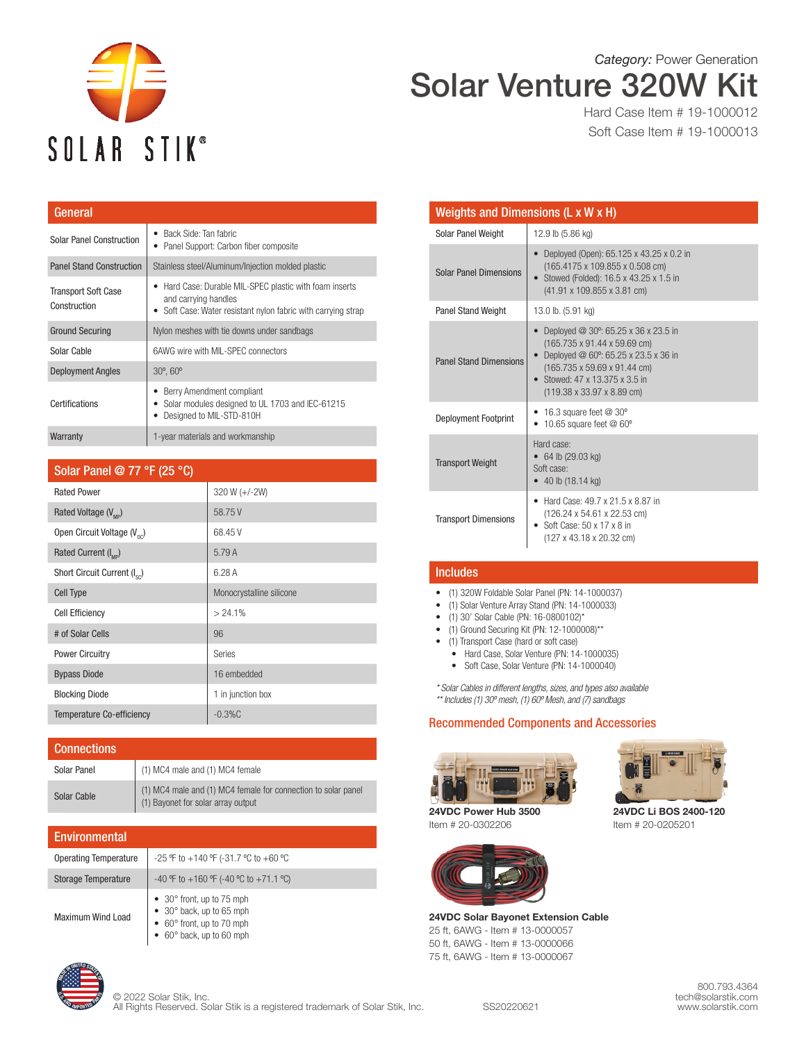Category: Power Generation

# Solar Venture 320W Kit

Hard Case Item # 19-1000012
Soft Case Item # 19-1000013

## General

| | |
|---|---|
| Solar Panel Construction | • Back Side: Tan fabric<br>• Panel Support: Carbon fiber composite |
| Panel Stand Construction | Stainless steel/Aluminum/Injection molded plastic |
| Transport Soft Case Construction | • Hard Case: Durable MIL-SPEC plastic with foam inserts and carrying handles<br>• Soft Case: Water resistant nylon fabric with carrying strap |
| Ground Securing | Nylon meshes with tie downs under sandbags |
| Solar Cable | 6AWG wire with MIL-SPEC connectors |
| Deployment Angles | 30º, 60º |
| Certifications | • Berry Amendment compliant<br>• Solar modules designed to UL 1703 and IEC-61215<br>• Designed to MIL-STD-810H |
| Warranty | 1-year materials and workmanship |

## Solar Panel @ 77 °F (25 °C)

| | |
|---|---|
| Rated Power | 320 W (+/-2W) |
| Rated Voltage ($V_{MP}$) | 58.75 V |
| Open Circuit Voltage ($V_{OC}$) | 68.45 V |
| Rated Current ($I_{MP}$) | 5.79 A |
| Short Circuit Current ($I_{SC}$) | 6.28 A |
| Cell Type | Monocrystalline silicone |
| Cell Efficiency | > 24.1% |
| # of Solar Cells | 96 |
| Power Circuitry | Series |
| Bypass Diode | 16 embedded |
| Blocking Diode | 1 in junction box |
| Temperature Co-efficiency | -0.3%C |

## Connections

| | |
|---|---|
| Solar Panel | (1) MC4 male and (1) MC4 female |
| Solar Cable | (1) MC4 male and (1) MC4 female for connection to solar panel<br>(1) Bayonet for solar array output |

## Environmental

| | |
|---|---|
| Operating Temperature | -25 ºF to +140 ºF (-31.7 ºC to +60 ºC |
| Storage Temperature | -40 ºF to +160 ºF (-40 ºC to +71.1 ºC) |
| Maximum Wind Load | • 30° front, up to 75 mph<br>• 30° back, up to 65 mph<br>• 60° front, up to 70 mph<br>• 60° back, up to 60 mph |

## Weights and Dimensions (L x W x H)

| | |
|---|---|
| Solar Panel Weight | 12.9 lb (5.86 kg) |
| Solar Panel Dimensions | • Deployed (Open): 65.125 x 43.25 x 0.2 in (165.4175 x 109.855 x 0.508 cm)<br>• Stowed (Folded): 16.5 x 43.25 x 1.5 in (41.91 x 109.855 x 3.81 cm) |
| Panel Stand Weight | 13.0 lb. (5.91 kg) |
| Panel Stand Dimensions | • Deployed @ 30º: 65.25 x 36 x 23.5 in (165.735 x 91.44 x 59.69 cm)<br>• Deployed @ 60º: 65.25 x 23.5 x 36 in (165.735 x 59.69 x 91.44 cm)<br>• Stowed: 47 x 13.375 x 3.5 in (119.38 x 33.97 x 8.89 cm) |
| Deployment Footprint | • 16.3 square feet @ 30º<br>• 10.65 square feet @ 60º |
| Transport Weight | Hard case:<br>• 64 lb (29.03 kg)<br>Soft case:<br>• 40 lb (18.14 kg) |
| Transport Dimensions | • Hard Case: 49.7 x 21.5 x 8.87 in (126.24 x 54.61 x 22.53 cm)<br>• Soft Case: 50 x 17 x 8 in (127 x 43.18 x 20.32 cm) |

## Includes

- (1) 320W Foldable Solar Panel (PN: 14-1000037)
- (1) Solar Venture Array Stand (PN: 14-1000033)
- (1) 30' Solar Cable (PN: 16-0800102)*
- (1) Ground Securing Kit (PN: 12-1000008)**
- (1) Transport Case (hard or soft case)
  - Hard Case, Solar Venture (PN: 14-1000035)
  - Soft Case, Solar Venture (PN: 14-1000040)

*\* Solar Cables in different lengths, sizes, and types also available*
*\*\* Includes (1) 30º mesh, (1) 60º Mesh, and (7) sandbags*

### Recommended Components and Accessories

**24VDC Power Hub 3500**
Item # 20-0302206

**24VDC Li BOS 2400-120**
Item # 20-0205201

**24VDC Solar Bayonet Extension Cable**
25 ft, 6AWG - Item # 13-0000057
50 ft, 6AWG - Item # 13-0000066
75 ft, 6AWG - Item # 13-0000067

© 2022 Solar Stik, Inc.
All Rights Reserved. Solar Stik is a registered trademark of Solar Stik, Inc.

SS20220621

800.793.4364
tech@solarstik.com
www.solarstik.com